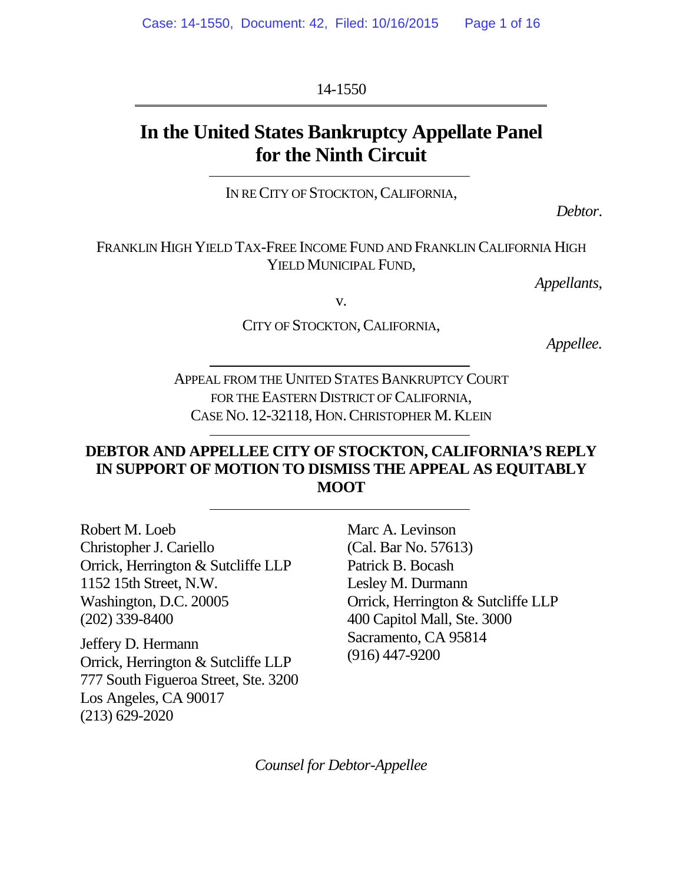14-1550

# In the United States Bankruptcy Appellate Panel for the Ninth Circuit

IN RE CITY OF STOCKTON, CALIFORNIA,

*Debtor.*

FRANKLIN HIGH YIELD TAX-FREE INCOME FUND AND FRANKLIN CALIFORNIA HIGH YIELD MUNICIPAL FUND,

*Appellants,*

v.

CITY OF STOCKTON, CALIFORNIA,

*Appellee.*

APPEAL FROM THE UNITED STATES BANKRUPTCY COURT FOR THE EASTERN DISTRICT OF CALIFORNIA, CASE NO. 12-32118, HON. CHRISTOPHER M. KLEIN

**DEBTOR AND APPELLEE CITY OF STOCKTON, CALIFORNIA'S REPLY IN SUPPORT OF MOTION TO DISMISS THE APPEAL AS EQUITABLY MOOT**

Robert M. Loeb
Christopher J. Cariello
Orrick, Herrington & Sutcliffe LLP
1152 15th Street, N.W.
Washington, D.C. 20005
(202) 339-8400

Jeffery D. Hermann
Orrick, Herrington & Sutcliffe LLP
777 South Figueroa Street, Ste. 3200
Los Angeles, CA 90017
(213) 629-2020

Marc A. Levinson
(Cal. Bar No. 57613)
Patrick B. Bocash
Lesley M. Durmann
Orrick, Herrington & Sutcliffe LLP
400 Capitol Mall, Ste. 3000
Sacramento, CA 95814
(916) 447-9200

*Counsel for Debtor-Appellee*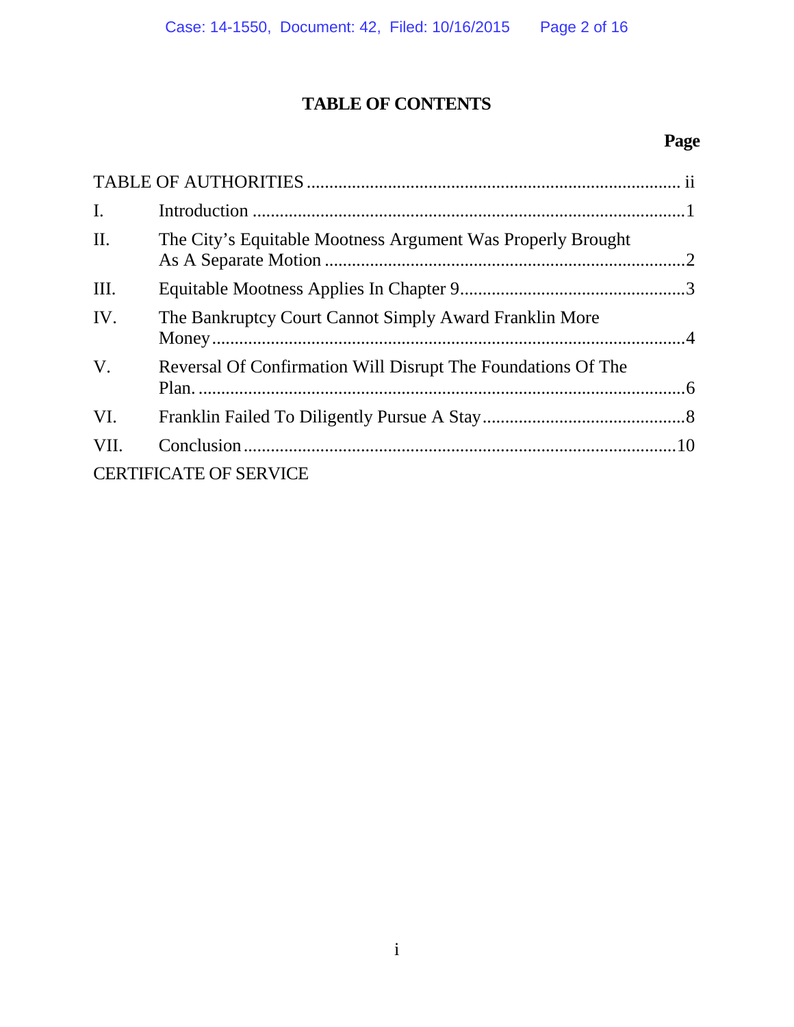# TABLE OF CONTENTS

| | | Page |
|---|---|---|
| TABLE OF AUTHORITIES | | ii |
| I. | Introduction | 1 |
| II. | The City's Equitable Mootness Argument Was Properly Brought As A Separate Motion | 2 |
| III. | Equitable Mootness Applies In Chapter 9 | 3 |
| IV. | The Bankruptcy Court Cannot Simply Award Franklin More Money | 4 |
| V. | Reversal Of Confirmation Will Disrupt The Foundations Of The Plan. | 6 |
| VI. | Franklin Failed To Diligently Pursue A Stay | 8 |
| VII. | Conclusion | 10 |
| CERTIFICATE OF SERVICE | | |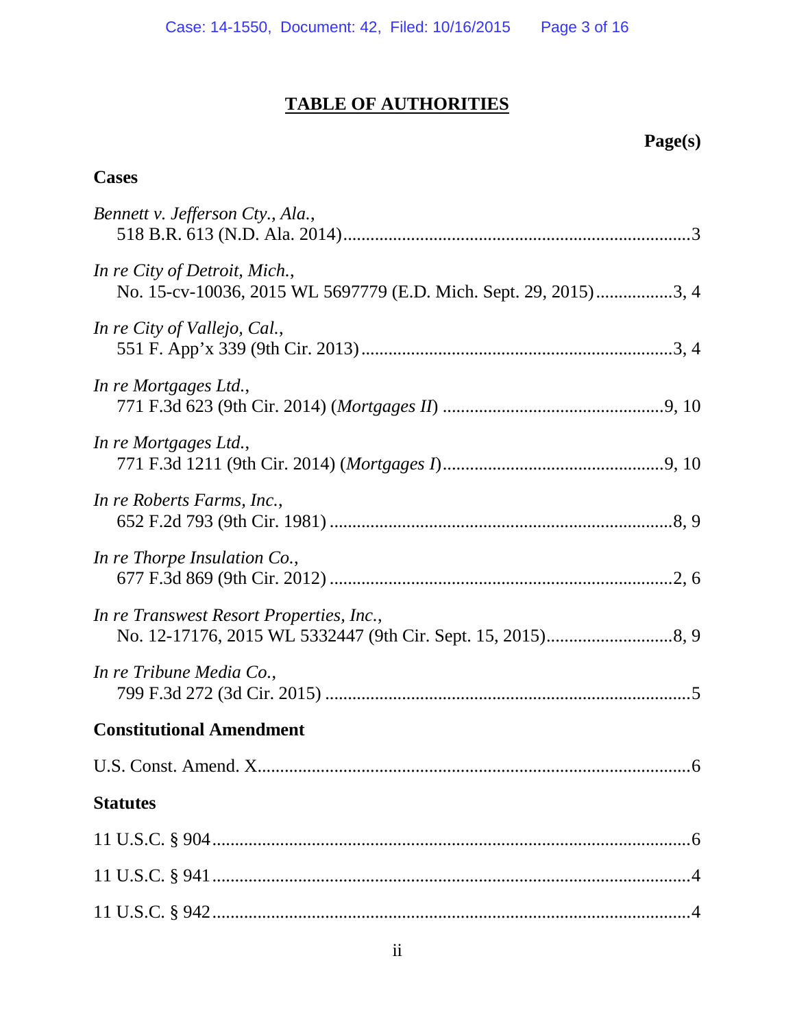# TABLE OF AUTHORITIES

**Page(s)**

## Cases

*Bennett v. Jefferson Cty., Ala.*,
518 B.R. 613 (N.D. Ala. 2014)............................................................................3

*In re City of Detroit, Mich.*,
No. 15-cv-10036, 2015 WL 5697779 (E.D. Mich. Sept. 29, 2015).................3, 4

*In re City of Vallejo, Cal.*,
551 F. App'x 339 (9th Cir. 2013)....................................................................3, 4

*In re Mortgages Ltd.*,
771 F.3d 623 (9th Cir. 2014) (*Mortgages II*) ................................................9, 10

*In re Mortgages Ltd.*,
771 F.3d 1211 (9th Cir. 2014) (*Mortgages I*)................................................9, 10

*In re Roberts Farms, Inc.*,
652 F.2d 793 (9th Cir. 1981) ...........................................................................8, 9

*In re Thorpe Insulation Co.*,
677 F.3d 869 (9th Cir. 2012) ...........................................................................2, 6

*In re Transwest Resort Properties, Inc.*,
No. 12-17176, 2015 WL 5332447 (9th Cir. Sept. 15, 2015)...........................8, 9

*In re Tribune Media Co.*,
799 F.3d 272 (3d Cir. 2015) ...............................................................................5

## Constitutional Amendment

U.S. Const. Amend. X...............................................................................................6

## Statutes

11 U.S.C. § 904.........................................................................................................6

11 U.S.C. § 941.........................................................................................................4

11 U.S.C. § 942.........................................................................................................4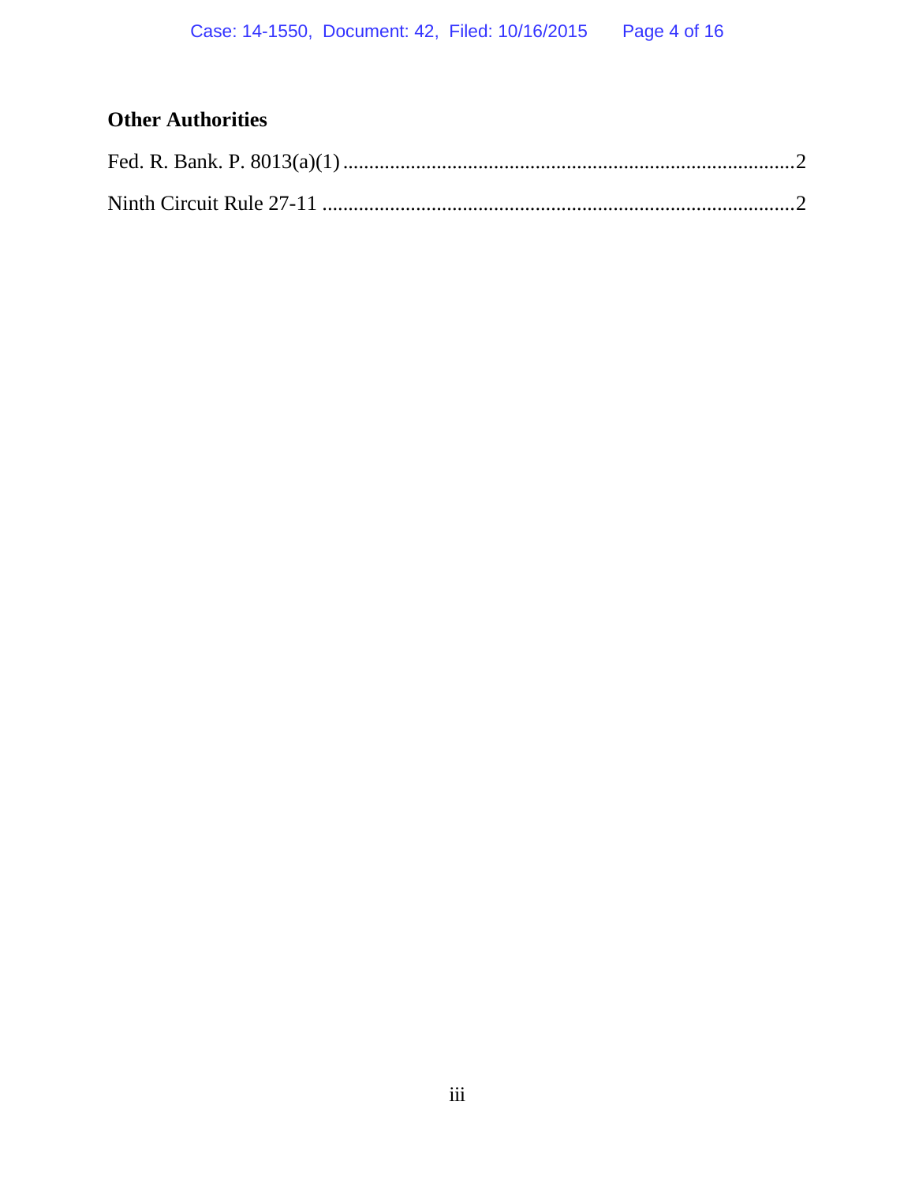## Other Authorities

Fed. R. Bank. P. 8013(a)(1) ....................................................................................2

Ninth Circuit Rule 27-11 .........................................................................................2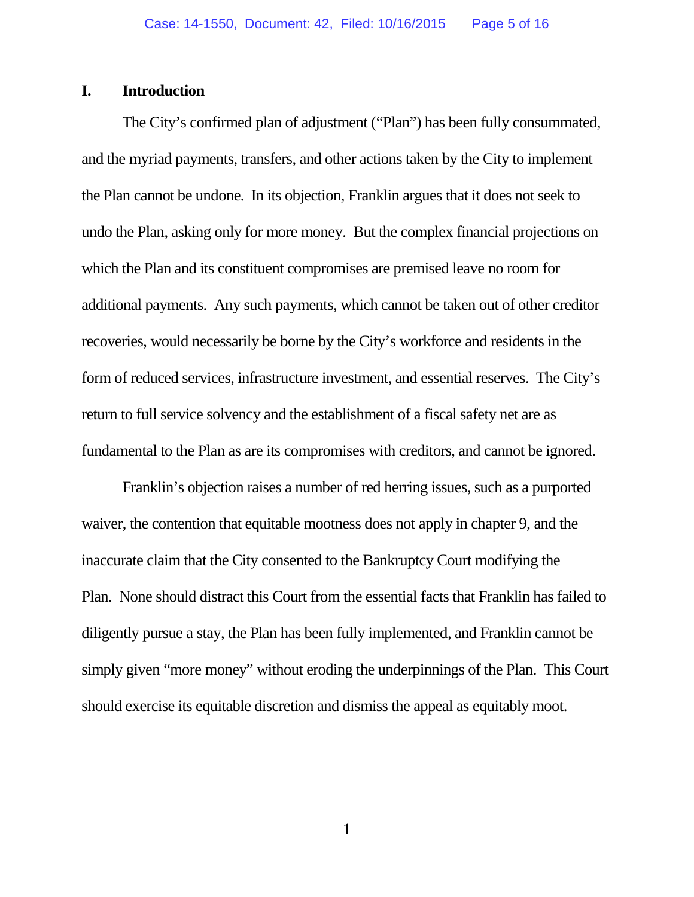# I. Introduction

The City's confirmed plan of adjustment ("Plan") has been fully consummated, and the myriad payments, transfers, and other actions taken by the City to implement the Plan cannot be undone. In its objection, Franklin argues that it does not seek to undo the Plan, asking only for more money. But the complex financial projections on which the Plan and its constituent compromises are premised leave no room for additional payments. Any such payments, which cannot be taken out of other creditor recoveries, would necessarily be borne by the City's workforce and residents in the form of reduced services, infrastructure investment, and essential reserves. The City's return to full service solvency and the establishment of a fiscal safety net are as fundamental to the Plan as are its compromises with creditors, and cannot be ignored.

Franklin's objection raises a number of red herring issues, such as a purported waiver, the contention that equitable mootness does not apply in chapter 9, and the inaccurate claim that the City consented to the Bankruptcy Court modifying the Plan. None should distract this Court from the essential facts that Franklin has failed to diligently pursue a stay, the Plan has been fully implemented, and Franklin cannot be simply given "more money" without eroding the underpinnings of the Plan. This Court should exercise its equitable discretion and dismiss the appeal as equitably moot.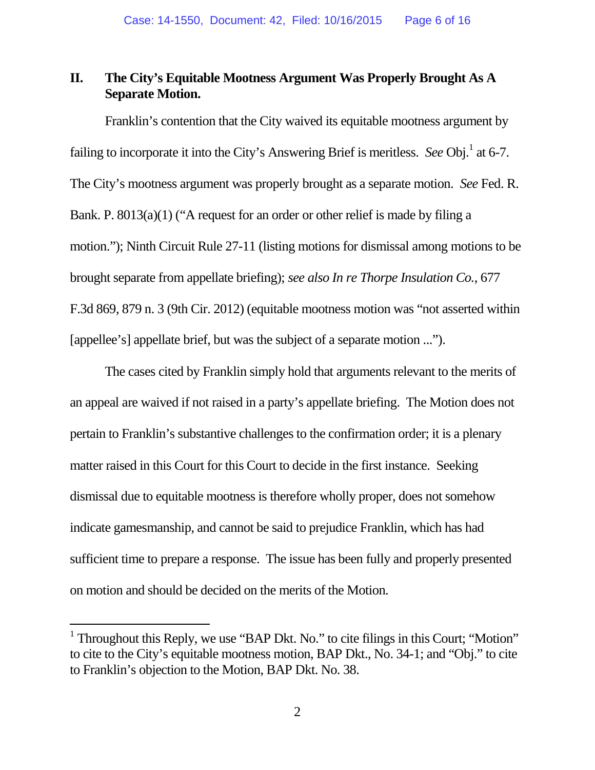## II. The City's Equitable Mootness Argument Was Properly Brought As A Separate Motion.

Franklin's contention that the City waived its equitable mootness argument by failing to incorporate it into the City's Answering Brief is meritless. *See* Obj.[1] at 6-7. The City's mootness argument was properly brought as a separate motion. *See* Fed. R. Bank. P. 8013(a)(1) ("A request for an order or other relief is made by filing a motion."); Ninth Circuit Rule 27-11 (listing motions for dismissal among motions to be brought separate from appellate briefing); *see also In re Thorpe Insulation Co.*, 677 F.3d 869, 879 n. 3 (9th Cir. 2012) (equitable mootness motion was "not asserted within [appellee's] appellate brief, but was the subject of a separate motion ...").

The cases cited by Franklin simply hold that arguments relevant to the merits of an appeal are waived if not raised in a party's appellate briefing. The Motion does not pertain to Franklin's substantive challenges to the confirmation order; it is a plenary matter raised in this Court for this Court to decide in the first instance. Seeking dismissal due to equitable mootness is therefore wholly proper, does not somehow indicate gamesmanship, and cannot be said to prejudice Franklin, which has had sufficient time to prepare a response. The issue has been fully and properly presented on motion and should be decided on the merits of the Motion.

---

[1] Throughout this Reply, we use "BAP Dkt. No." to cite filings in this Court; "Motion" to cite to the City's equitable mootness motion, BAP Dkt., No. 34-1; and "Obj." to cite to Franklin's objection to the Motion, BAP Dkt. No. 38.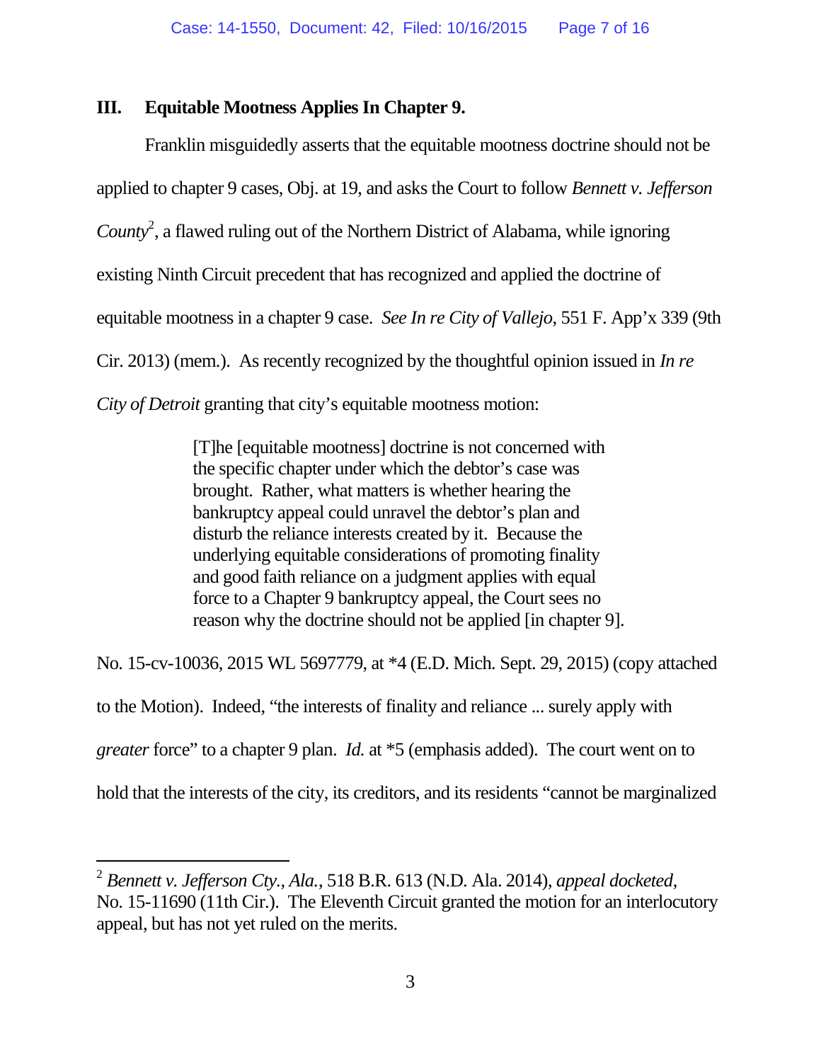### III. Equitable Mootness Applies In Chapter 9.

Franklin misguidedly asserts that the equitable mootness doctrine should not be applied to chapter 9 cases, Obj. at 19, and asks the Court to follow *Bennett v. Jefferson County*[2], a flawed ruling out of the Northern District of Alabama, while ignoring existing Ninth Circuit precedent that has recognized and applied the doctrine of equitable mootness in a chapter 9 case. *See In re City of Vallejo*, 551 F. App'x 339 (9th Cir. 2013) (mem.). As recently recognized by the thoughtful opinion issued in *In re City of Detroit* granting that city's equitable mootness motion:

> [T]he [equitable mootness] doctrine is not concerned with the specific chapter under which the debtor's case was brought. Rather, what matters is whether hearing the bankruptcy appeal could unravel the debtor's plan and disturb the reliance interests created by it. Because the underlying equitable considerations of promoting finality and good faith reliance on a judgment applies with equal force to a Chapter 9 bankruptcy appeal, the Court sees no reason why the doctrine should not be applied [in chapter 9].

No. 15-cv-10036, 2015 WL 5697779, at *4 (E.D. Mich. Sept. 29, 2015) (copy attached to the Motion). Indeed, "the interests of finality and reliance ... surely apply with *greater* force" to a chapter 9 plan. *Id.* at *5 (emphasis added). The court went on to hold that the interests of the city, its creditors, and its residents "cannot be marginalized

---

[2] *Bennett v. Jefferson Cty., Ala.*, 518 B.R. 613 (N.D. Ala. 2014), *appeal docketed*, No. 15-11690 (11th Cir.). The Eleventh Circuit granted the motion for an interlocutory appeal, but has not yet ruled on the merits.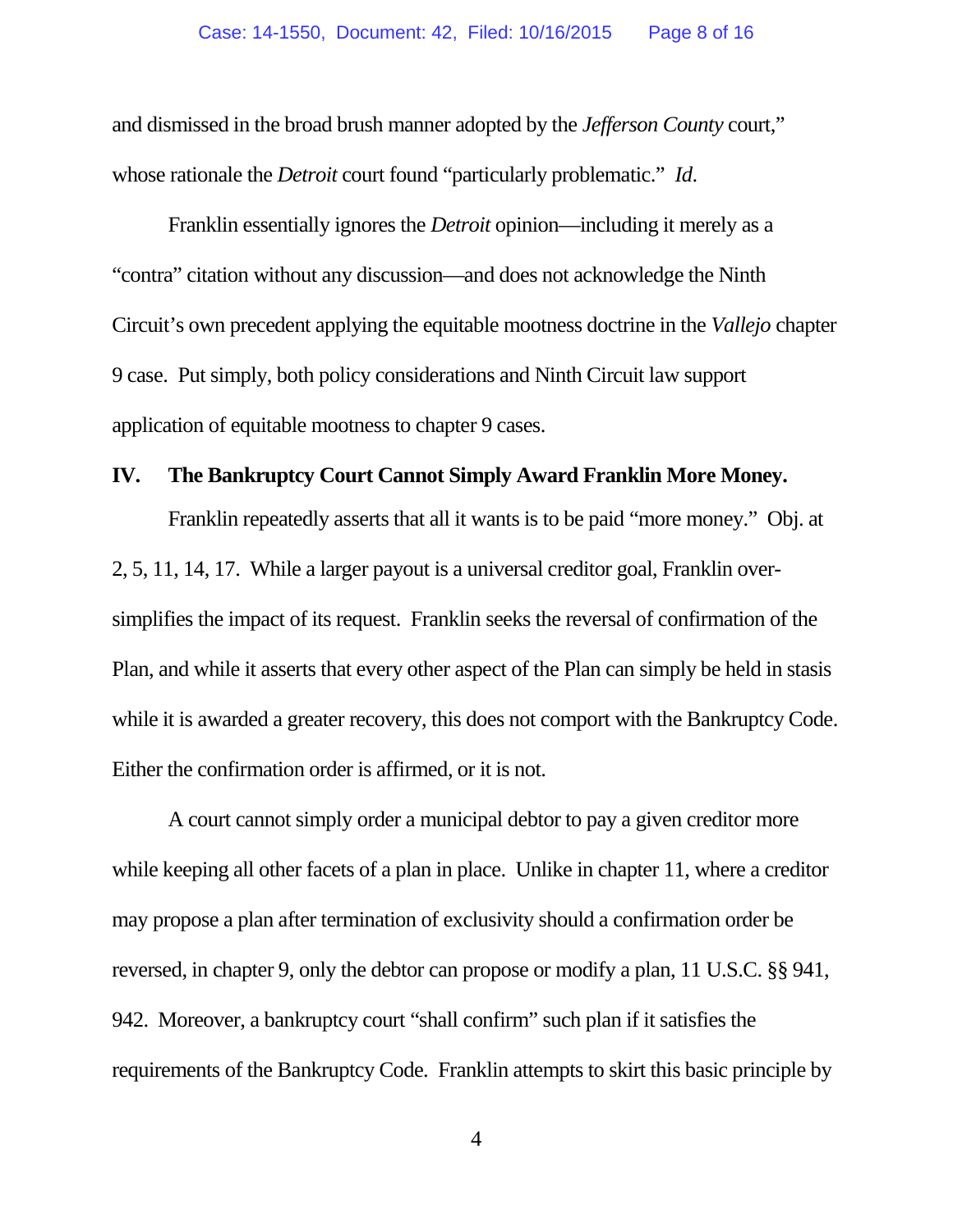and dismissed in the broad brush manner adopted by the *Jefferson County* court," whose rationale the *Detroit* court found "particularly problematic." *Id*.

Franklin essentially ignores the *Detroit* opinion—including it merely as a "contra" citation without any discussion—and does not acknowledge the Ninth Circuit's own precedent applying the equitable mootness doctrine in the *Vallejo* chapter 9 case. Put simply, both policy considerations and Ninth Circuit law support application of equitable mootness to chapter 9 cases.

## IV. The Bankruptcy Court Cannot Simply Award Franklin More Money.

Franklin repeatedly asserts that all it wants is to be paid "more money." Obj. at 2, 5, 11, 14, 17. While a larger payout is a universal creditor goal, Franklin over-simplifies the impact of its request. Franklin seeks the reversal of confirmation of the Plan, and while it asserts that every other aspect of the Plan can simply be held in stasis while it is awarded a greater recovery, this does not comport with the Bankruptcy Code. Either the confirmation order is affirmed, or it is not.

A court cannot simply order a municipal debtor to pay a given creditor more while keeping all other facets of a plan in place. Unlike in chapter 11, where a creditor may propose a plan after termination of exclusivity should a confirmation order be reversed, in chapter 9, only the debtor can propose or modify a plan, 11 U.S.C. §§ 941, 942. Moreover, a bankruptcy court "shall confirm" such plan if it satisfies the requirements of the Bankruptcy Code. Franklin attempts to skirt this basic principle by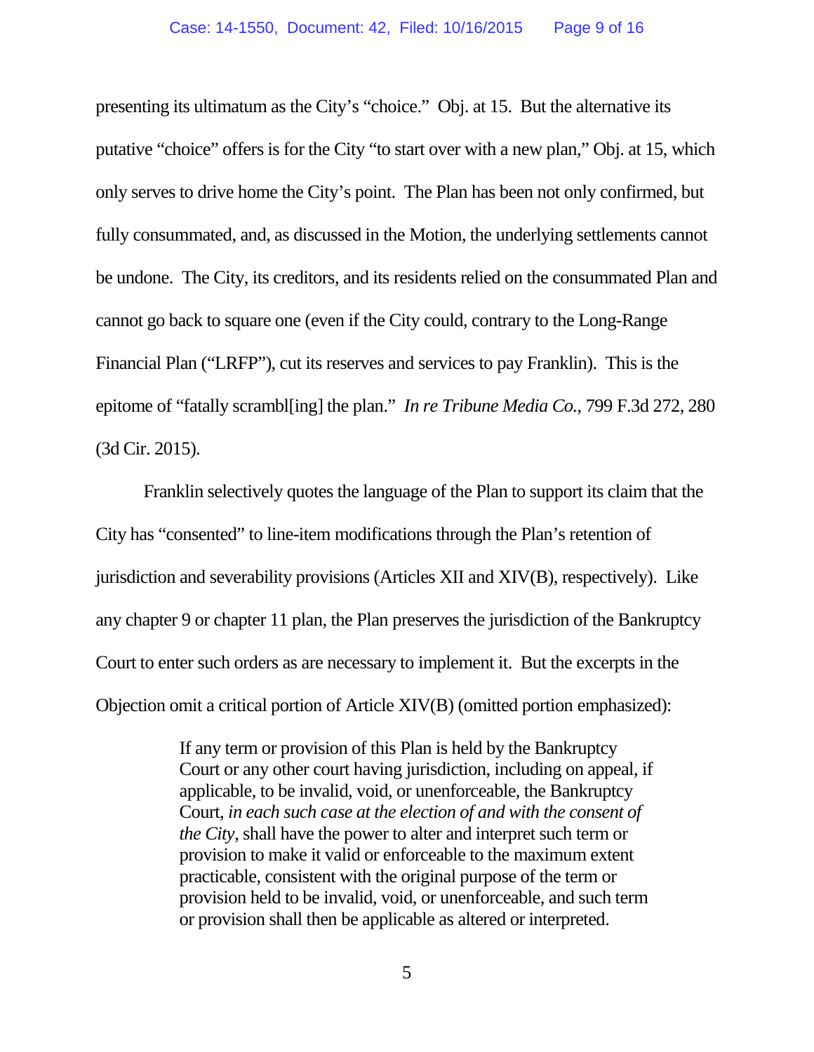presenting its ultimatum as the City's "choice." Obj. at 15. But the alternative its putative "choice" offers is for the City "to start over with a new plan," Obj. at 15, which only serves to drive home the City's point. The Plan has been not only confirmed, but fully consummated, and, as discussed in the Motion, the underlying settlements cannot be undone. The City, its creditors, and its residents relied on the consummated Plan and cannot go back to square one (even if the City could, contrary to the Long-Range Financial Plan ("LRFP"), cut its reserves and services to pay Franklin). This is the epitome of "fatally scrambl[ing] the plan." *In re Tribune Media Co.*, 799 F.3d 272, 280 (3d Cir. 2015).

Franklin selectively quotes the language of the Plan to support its claim that the City has "consented" to line-item modifications through the Plan's retention of jurisdiction and severability provisions (Articles XII and XIV(B), respectively). Like any chapter 9 or chapter 11 plan, the Plan preserves the jurisdiction of the Bankruptcy Court to enter such orders as are necessary to implement it. But the excerpts in the Objection omit a critical portion of Article XIV(B) (omitted portion emphasized):

> If any term or provision of this Plan is held by the Bankruptcy Court or any other court having jurisdiction, including on appeal, if applicable, to be invalid, void, or unenforceable, the Bankruptcy Court, *in each such case at the election of and with the consent of the City*, shall have the power to alter and interpret such term or provision to make it valid or enforceable to the maximum extent practicable, consistent with the original purpose of the term or provision held to be invalid, void, or unenforceable, and such term or provision shall then be applicable as altered or interpreted.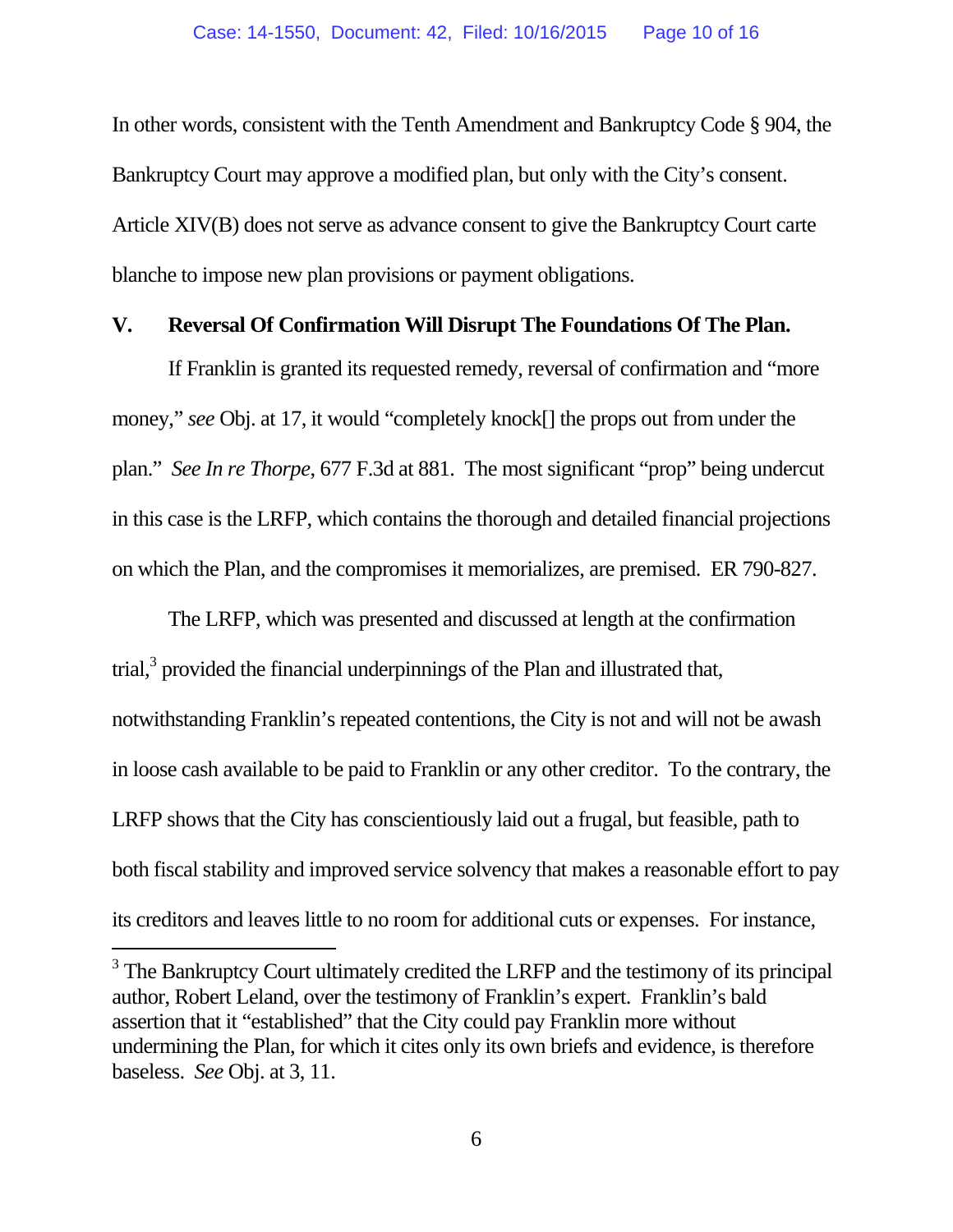In other words, consistent with the Tenth Amendment and Bankruptcy Code § 904, the Bankruptcy Court may approve a modified plan, but only with the City's consent. Article XIV(B) does not serve as advance consent to give the Bankruptcy Court carte blanche to impose new plan provisions or payment obligations.

## V. Reversal Of Confirmation Will Disrupt The Foundations Of The Plan.

If Franklin is granted its requested remedy, reversal of confirmation and "more money," *see* Obj. at 17, it would "completely knock[] the props out from under the plan." *See In re Thorpe*, 677 F.3d at 881. The most significant "prop" being undercut in this case is the LRFP, which contains the thorough and detailed financial projections on which the Plan, and the compromises it memorializes, are premised. ER 790-827.

The LRFP, which was presented and discussed at length at the confirmation trial,[3] provided the financial underpinnings of the Plan and illustrated that, notwithstanding Franklin's repeated contentions, the City is not and will not be awash in loose cash available to be paid to Franklin or any other creditor. To the contrary, the LRFP shows that the City has conscientiously laid out a frugal, but feasible, path to both fiscal stability and improved service solvency that makes a reasonable effort to pay its creditors and leaves little to no room for additional cuts or expenses. For instance,

[3] The Bankruptcy Court ultimately credited the LRFP and the testimony of its principal author, Robert Leland, over the testimony of Franklin's expert. Franklin's bald assertion that it "established" that the City could pay Franklin more without undermining the Plan, for which it cites only its own briefs and evidence, is therefore baseless. *See* Obj. at 3, 11.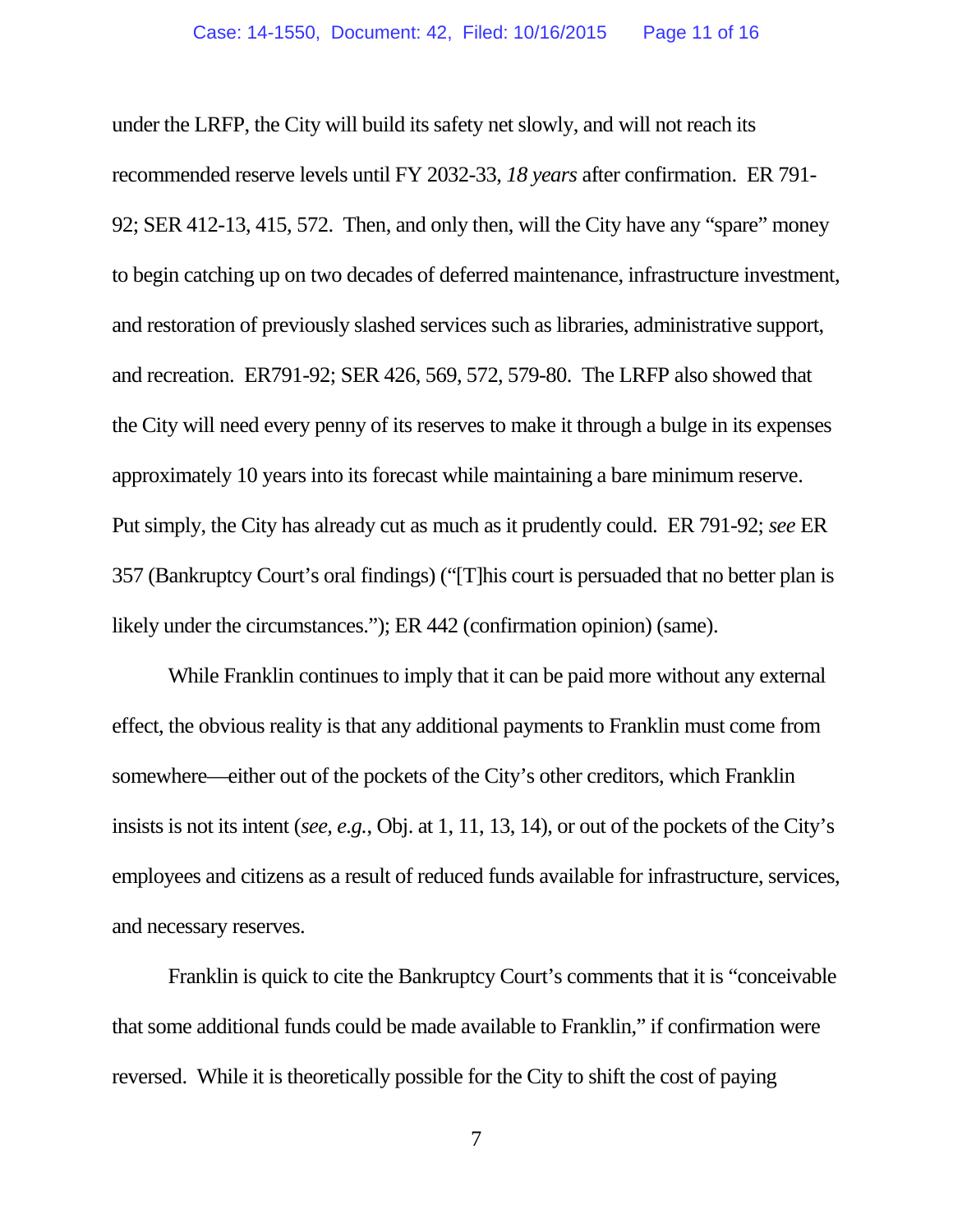under the LRFP, the City will build its safety net slowly, and will not reach its recommended reserve levels until FY 2032-33, *18 years* after confirmation. ER 791-92; SER 412-13, 415, 572. Then, and only then, will the City have any "spare" money to begin catching up on two decades of deferred maintenance, infrastructure investment, and restoration of previously slashed services such as libraries, administrative support, and recreation. ER791-92; SER 426, 569, 572, 579-80. The LRFP also showed that the City will need every penny of its reserves to make it through a bulge in its expenses approximately 10 years into its forecast while maintaining a bare minimum reserve. Put simply, the City has already cut as much as it prudently could. ER 791-92; *see* ER 357 (Bankruptcy Court's oral findings) ("[T]his court is persuaded that no better plan is likely under the circumstances."); ER 442 (confirmation opinion) (same).

While Franklin continues to imply that it can be paid more without any external effect, the obvious reality is that any additional payments to Franklin must come from somewhere—either out of the pockets of the City's other creditors, which Franklin insists is not its intent (*see, e.g.*, Obj. at 1, 11, 13, 14), or out of the pockets of the City's employees and citizens as a result of reduced funds available for infrastructure, services, and necessary reserves.

Franklin is quick to cite the Bankruptcy Court's comments that it is "conceivable that some additional funds could be made available to Franklin," if confirmation were reversed. While it is theoretically possible for the City to shift the cost of paying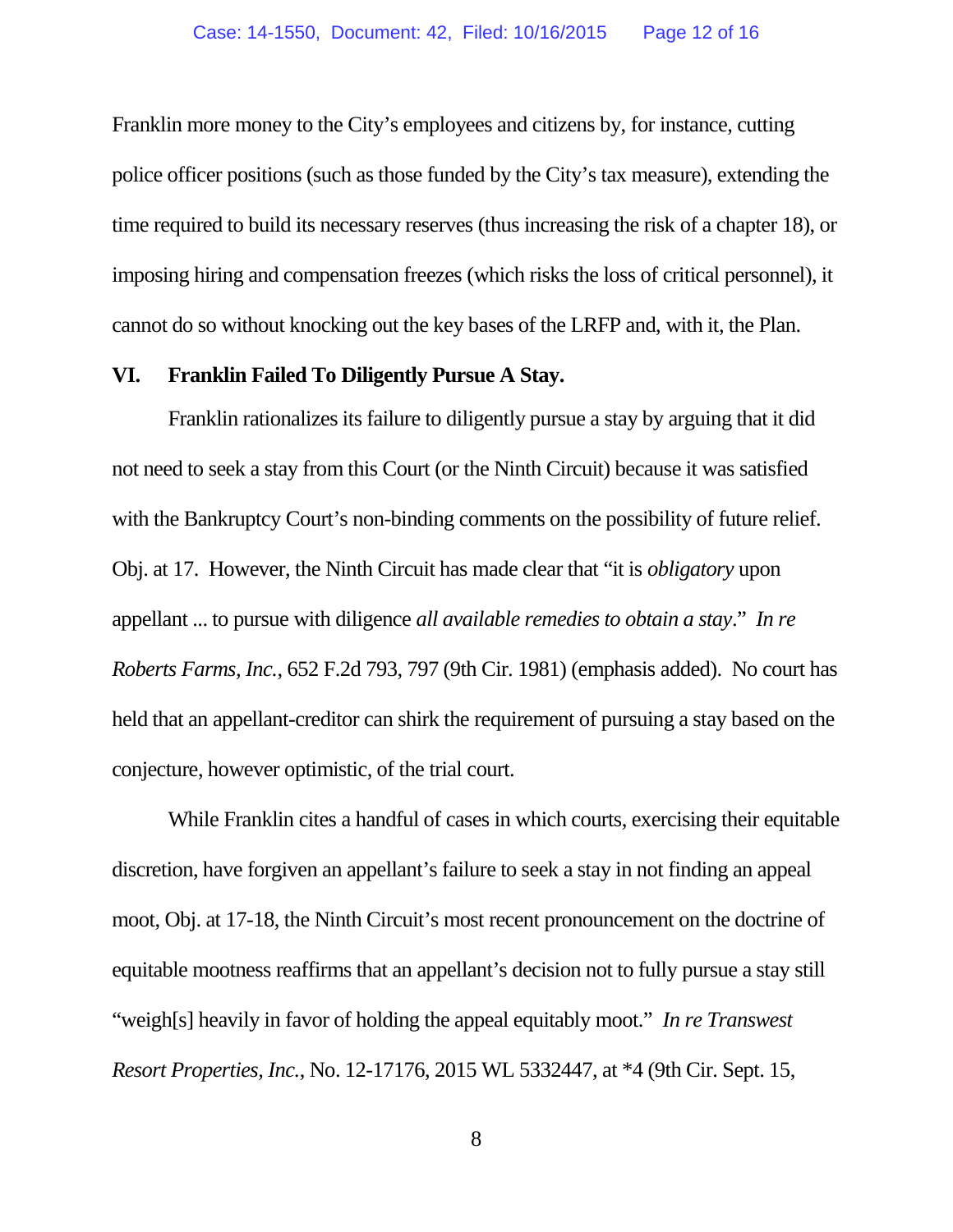Franklin more money to the City's employees and citizens by, for instance, cutting police officer positions (such as those funded by the City's tax measure), extending the time required to build its necessary reserves (thus increasing the risk of a chapter 18), or imposing hiring and compensation freezes (which risks the loss of critical personnel), it cannot do so without knocking out the key bases of the LRFP and, with it, the Plan.

## VI. Franklin Failed To Diligently Pursue A Stay.

Franklin rationalizes its failure to diligently pursue a stay by arguing that it did not need to seek a stay from this Court (or the Ninth Circuit) because it was satisfied with the Bankruptcy Court's non-binding comments on the possibility of future relief. Obj. at 17. However, the Ninth Circuit has made clear that "it is *obligatory* upon appellant ... to pursue with diligence *all available remedies to obtain a stay*." *In re Roberts Farms, Inc.*, 652 F.2d 793, 797 (9th Cir. 1981) (emphasis added). No court has held that an appellant-creditor can shirk the requirement of pursuing a stay based on the conjecture, however optimistic, of the trial court.

While Franklin cites a handful of cases in which courts, exercising their equitable discretion, have forgiven an appellant's failure to seek a stay in not finding an appeal moot, Obj. at 17-18, the Ninth Circuit's most recent pronouncement on the doctrine of equitable mootness reaffirms that an appellant's decision not to fully pursue a stay still "weigh[s] heavily in favor of holding the appeal equitably moot." *In re Transwest Resort Properties, Inc.*, No. 12-17176, 2015 WL 5332447, at *4 (9th Cir. Sept. 15,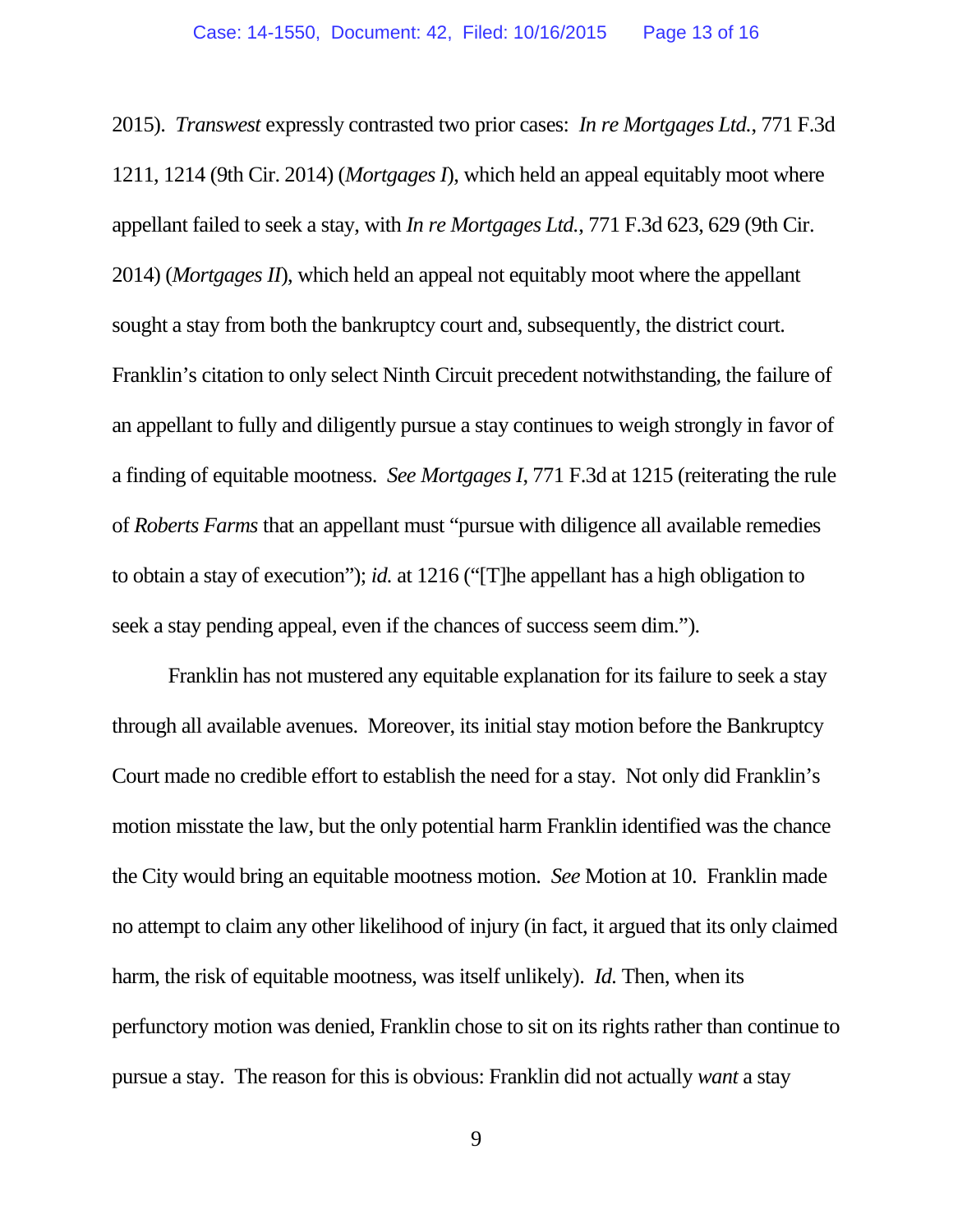2015). *Transwest* expressly contrasted two prior cases: *In re Mortgages Ltd.*, 771 F.3d 1211, 1214 (9th Cir. 2014) (*Mortgages I*), which held an appeal equitably moot where appellant failed to seek a stay, with *In re Mortgages Ltd.*, 771 F.3d 623, 629 (9th Cir. 2014) (*Mortgages II*), which held an appeal not equitably moot where the appellant sought a stay from both the bankruptcy court and, subsequently, the district court. Franklin's citation to only select Ninth Circuit precedent notwithstanding, the failure of an appellant to fully and diligently pursue a stay continues to weigh strongly in favor of a finding of equitable mootness. *See Mortgages I*, 771 F.3d at 1215 (reiterating the rule of *Roberts Farms* that an appellant must "pursue with diligence all available remedies to obtain a stay of execution"); *id.* at 1216 ("[T]he appellant has a high obligation to seek a stay pending appeal, even if the chances of success seem dim.").

Franklin has not mustered any equitable explanation for its failure to seek a stay through all available avenues. Moreover, its initial stay motion before the Bankruptcy Court made no credible effort to establish the need for a stay. Not only did Franklin's motion misstate the law, but the only potential harm Franklin identified was the chance the City would bring an equitable mootness motion. *See* Motion at 10. Franklin made no attempt to claim any other likelihood of injury (in fact, it argued that its only claimed harm, the risk of equitable mootness, was itself unlikely). *Id.* Then, when its perfunctory motion was denied, Franklin chose to sit on its rights rather than continue to pursue a stay. The reason for this is obvious: Franklin did not actually *want* a stay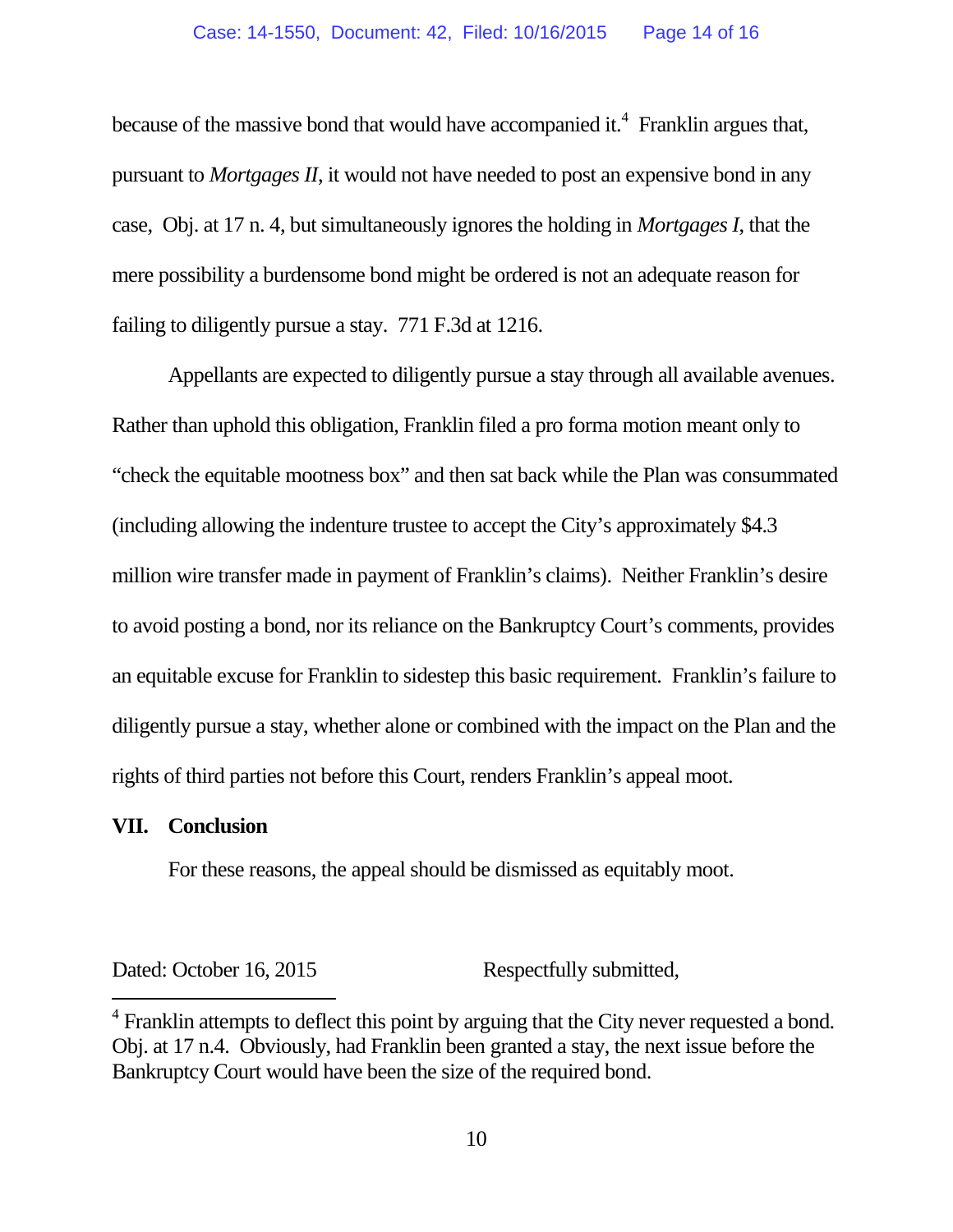because of the massive bond that would have accompanied it.[4] Franklin argues that, pursuant to *Mortgages II*, it would not have needed to post an expensive bond in any case, Obj. at 17 n. 4, but simultaneously ignores the holding in *Mortgages I*, that the mere possibility a burdensome bond might be ordered is not an adequate reason for failing to diligently pursue a stay. 771 F.3d at 1216.

Appellants are expected to diligently pursue a stay through all available avenues. Rather than uphold this obligation, Franklin filed a pro forma motion meant only to "check the equitable mootness box" and then sat back while the Plan was consummated (including allowing the indenture trustee to accept the City's approximately $4.3 million wire transfer made in payment of Franklin's claims). Neither Franklin's desire to avoid posting a bond, nor its reliance on the Bankruptcy Court's comments, provides an equitable excuse for Franklin to sidestep this basic requirement. Franklin's failure to diligently pursue a stay, whether alone or combined with the impact on the Plan and the rights of third parties not before this Court, renders Franklin's appeal moot.

## VII. Conclusion

For these reasons, the appeal should be dismissed as equitably moot.

Dated: October 16, 2015 Respectfully submitted,

[4] Franklin attempts to deflect this point by arguing that the City never requested a bond. Obj. at 17 n.4. Obviously, had Franklin been granted a stay, the next issue before the Bankruptcy Court would have been the size of the required bond.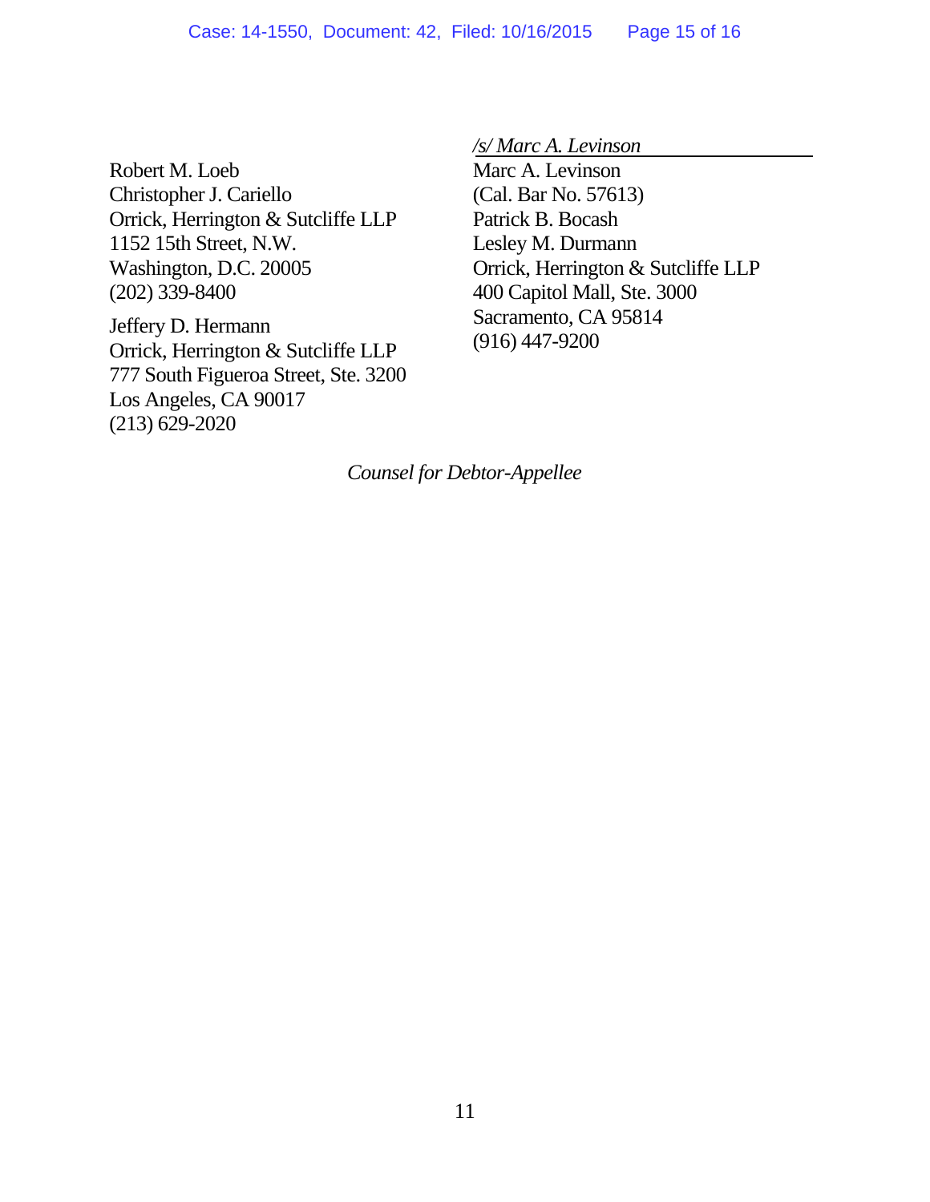*/s/ Marc A. Levinson*

Marc A. Levinson
(Cal. Bar No. 57613)
Patrick B. Bocash
Lesley M. Durmann
Orrick, Herrington & Sutcliffe LLP
400 Capitol Mall, Ste. 3000
Sacramento, CA 95814
(916) 447-9200

Robert M. Loeb
Christopher J. Cariello
Orrick, Herrington & Sutcliffe LLP
1152 15th Street, N.W.
Washington, D.C. 20005
(202) 339-8400

Jeffery D. Hermann
Orrick, Herrington & Sutcliffe LLP
777 South Figueroa Street, Ste. 3200
Los Angeles, CA 90017
(213) 629-2020

*Counsel for Debtor-Appellee*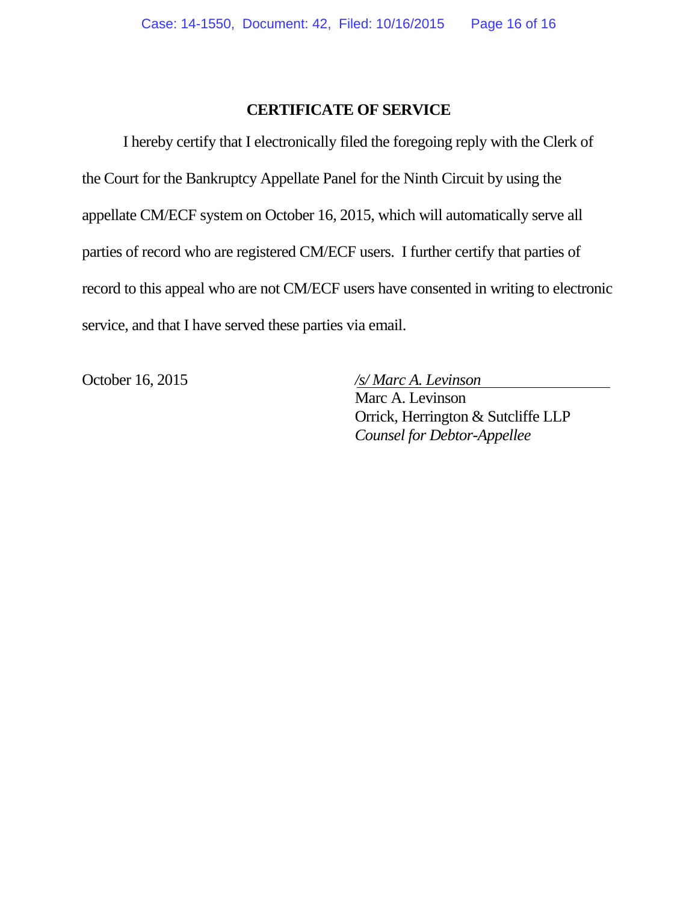# CERTIFICATE OF SERVICE

I hereby certify that I electronically filed the foregoing reply with the Clerk of the Court for the Bankruptcy Appellate Panel for the Ninth Circuit by using the appellate CM/ECF system on October 16, 2015, which will automatically serve all parties of record who are registered CM/ECF users. I further certify that parties of record to this appeal who are not CM/ECF users have consented in writing to electronic service, and that I have served these parties via email.

October 16, 2015

*/s/ Marc A. Levinson*
Marc A. Levinson
Orrick, Herrington & Sutcliffe LLP
*Counsel for Debtor-Appellee*